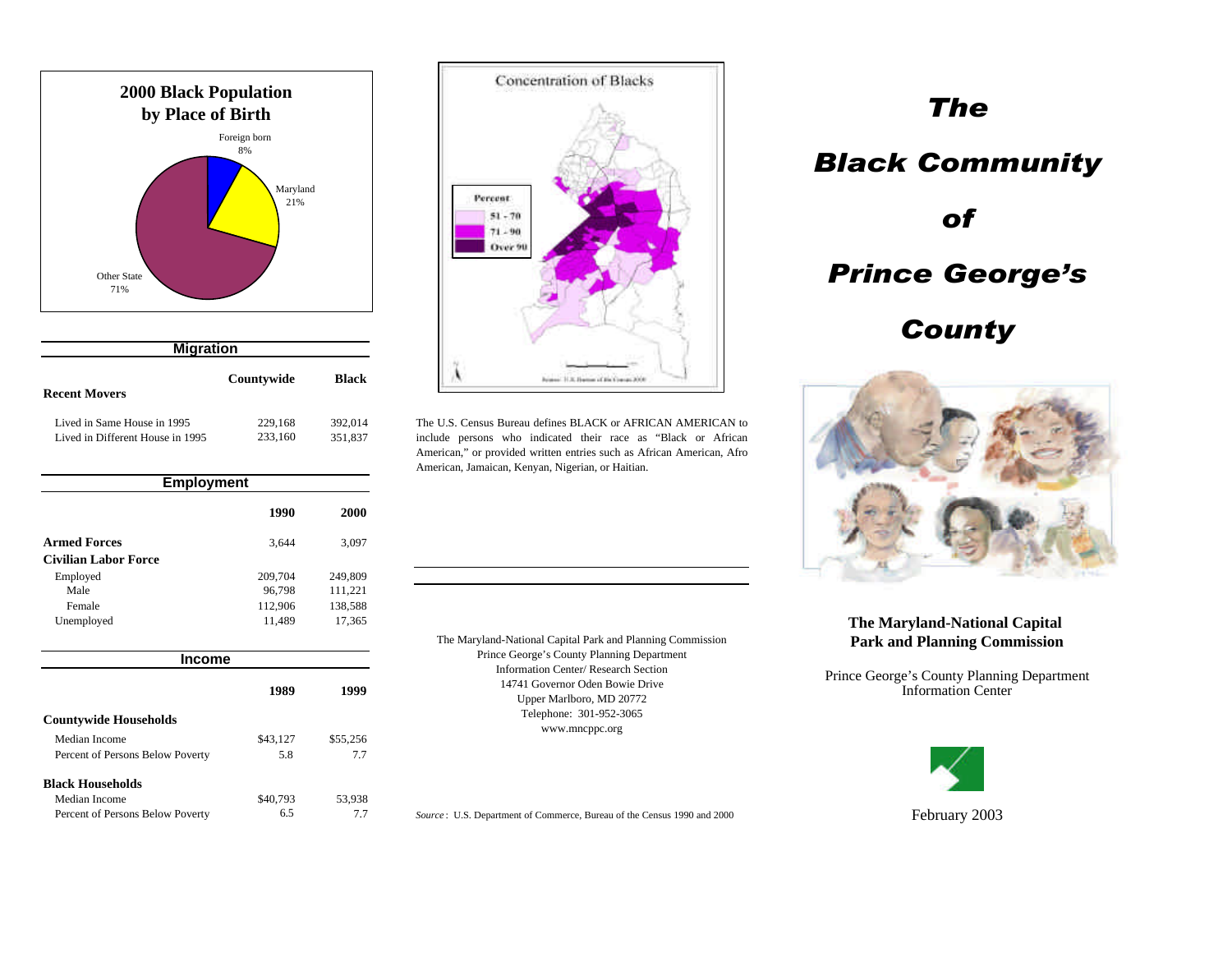## 2000 Black Population by Place of Birth

- Foreign born 8%
- Maryland 21%
- Other State 71%

## Migration

| Recent Movers | Countywide | Black |
|---|---|---|
| Lived in Same House in 1995 | 229,168 | 392,014 |
| Lived in Different House in 1995 | 233,160 | 351,837 |

## Employment

| | 1990 | 2000 |
|---|---|---|
| **Armed Forces** | 3,644 | 3,097 |
| **Civilian Labor Force** | | |
| Employed | 209,704 | 249,809 |
| Male | 96,798 | 111,221 |
| Female | 112,906 | 138,588 |
| Unemployed | 11,489 | 17,365 |

## Income

| | 1989 | 1999 |
|---|---|---|
| **Countywide Households** | | |
| Median Income | $43,127 | $55,256 |
| Percent of Persons Below Poverty | 5.8 | 7.7 |
| **Black Households** | | |
| Median Income | $40,793 | 53,938 |
| Percent of Persons Below Poverty | 6.5 | 7.7 |

## Concentration of Blacks

Percent
- 51 - 70
- 71 - 90
- Over 90

Source: U.S. Bureau of the Census 2000

The U.S. Census Bureau defines BLACK or AFRICAN AMERICAN to include persons who indicated their race as "Black or African American," or provided written entries such as African American, Afro American, Jamaican, Kenyan, Nigerian, or Haitian.

The Maryland-National Capital Park and Planning Commission
Prince George's County Planning Department
Information Center/ Research Section
14741 Governor Oden Bowie Drive
Upper Marlboro, MD 20772
Telephone: 301-952-3065
www.mncppc.org

*Source*: U.S. Department of Commerce, Bureau of the Census 1990 and 2000

# The Black Community of Prince George's County

**The Maryland-National Capital Park and Planning Commission**

Prince George's County Planning Department
Information Center

February 2003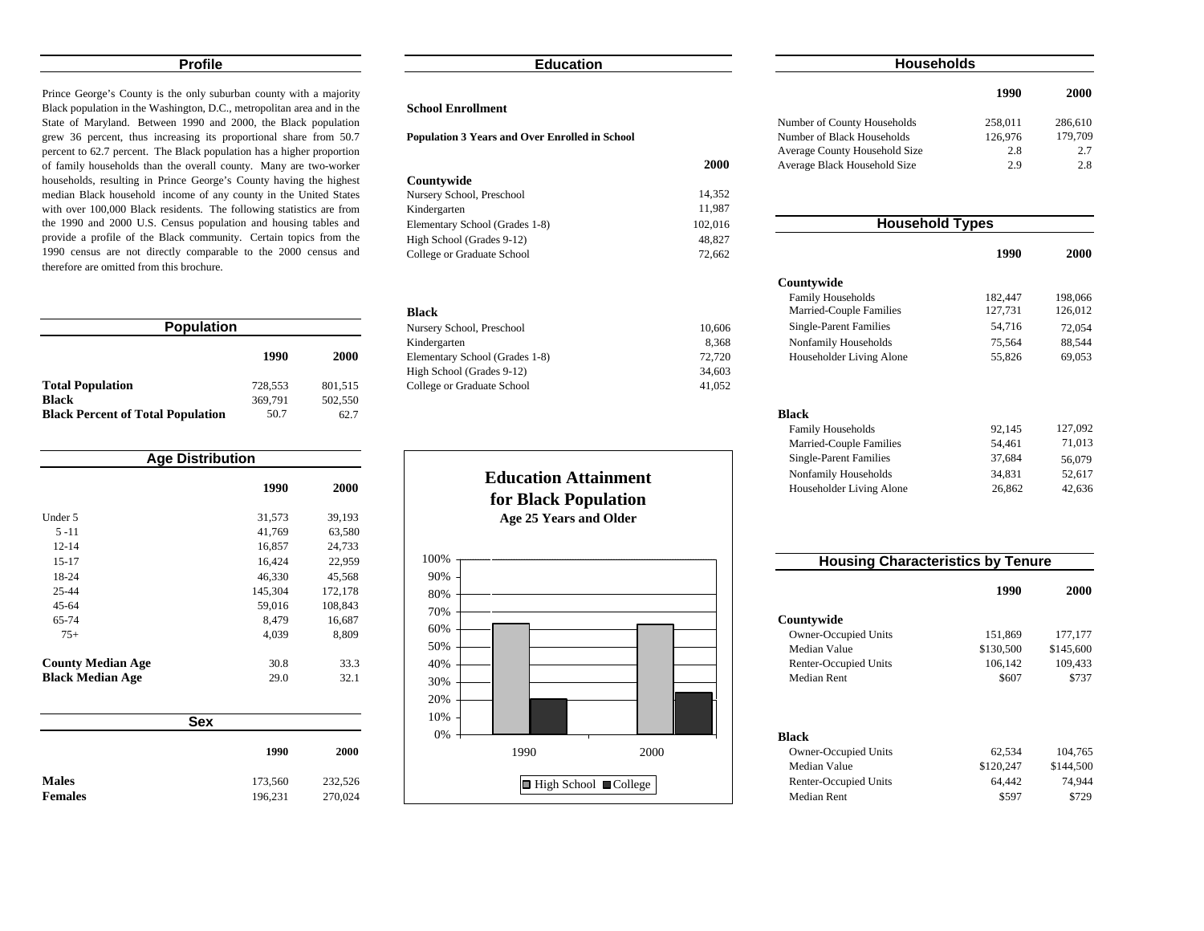## Profile

Prince George's County is the only suburban county with a majority Black population in the Washington, D.C., metropolitan area and in the State of Maryland. Between 1990 and 2000, the Black population grew 36 percent, thus increasing its proportional share from 50.7 percent to 62.7 percent. The Black population has a higher proportion of family households than the overall county. Many are two-worker households, resulting in Prince George's County having the highest median Black household income of any county in the United States with over 100,000 Black residents. The following statistics are from the 1990 and 2000 U.S. Census population and housing tables and provide a profile of the Black community. Certain topics from the 1990 census are not directly comparable to the 2000 census and therefore are omitted from this brochure.

## Population

| | 1990 | 2000 |
|---|---|---|
| **Total Population** | 728,553 | 801,515 |
| **Black** | 369,791 | 502,550 |
| **Black Percent of Total Population** | 50.7 | 62.7 |

## Age Distribution

| | 1990 | 2000 |
|---|---|---|
| Under 5 | 31,573 | 39,193 |
| 5 -11 | 41,769 | 63,580 |
| 12-14 | 16,857 | 24,733 |
| 15-17 | 16,424 | 22,959 |
| 18-24 | 46,330 | 45,568 |
| 25-44 | 145,304 | 172,178 |
| 45-64 | 59,016 | 108,843 |
| 65-74 | 8,479 | 16,687 |
| 75+ | 4,039 | 8,809 |
| **County Median Age** | 30.8 | 33.3 |
| **Black Median Age** | 29.0 | 32.1 |

## Sex

| | 1990 | 2000 |
|---|---|---|
| **Males** | 173,560 | 232,526 |
| **Females** | 196,231 | 270,024 |

## Education

**School Enrollment**

**Population 3 Years and Over Enrolled in School**

| | 2000 |
|---|---|
| **Countywide** | |
| Nursery School, Preschool | 14,352 |
| Kindergarten | 11,987 |
| Elementary School (Grades 1-8) | 102,016 |
| High School (Grades 9-12) | 48,827 |
| College or Graduate School | 72,662 |
| **Black** | |
| Nursery School, Preschool | 10,606 |
| Kindergarten | 8,368 |
| Elementary School (Grades 1-8) | 72,720 |
| High School (Grades 9-12) | 34,603 |
| College or Graduate School | 41,052 |

**Education Attainment for Black Population**
Age 25 Years and Older

100%
90%
80%
70%
60%
50%
40%
30%
20%
10%
0%
1990
2000
High School ■ College

## Households

| | 1990 | 2000 |
|---|---|---|
| Number of County Households | 258,011 | 286,610 |
| Number of Black Households | 126,976 | 179,709 |
| Average County Household Size | 2.8 | 2.7 |
| Average Black Household Size | 2.9 | 2.8 |

## Household Types

| | 1990 | 2000 |
|---|---|---|
| **Countywide** | | |
| Family Households | 182,447 | 198,066 |
| Married-Couple Families | 127,731 | 126,012 |
| Single-Parent Families | 54,716 | 72,054 |
| Nonfamily Households | 75,564 | 88,544 |
| Householder Living Alone | 55,826 | 69,053 |
| **Black** | | |
| Family Households | 92,145 | 127,092 |
| Married-Couple Families | 54,461 | 71,013 |
| Single-Parent Families | 37,684 | 56,079 |
| Nonfamily Households | 34,831 | 52,617 |
| Householder Living Alone | 26,862 | 42,636 |

## Housing Characteristics by Tenure

| | 1990 | 2000 |
|---|---|---|
| **Countywide** | | |
| Owner-Occupied Units | 151,869 | 177,177 |
| Median Value | $130,500 | $145,600 |
| Renter-Occupied Units | 106,142 | 109,433 |
| Median Rent | $607 | $737 |
| **Black** | | |
| Owner-Occupied Units | 62,534 | 104,765 |
| Median Value | $120,247 | $144,500 |
| Renter-Occupied Units | 64,442 | 74,944 |
| Median Rent | $597 | $729 |